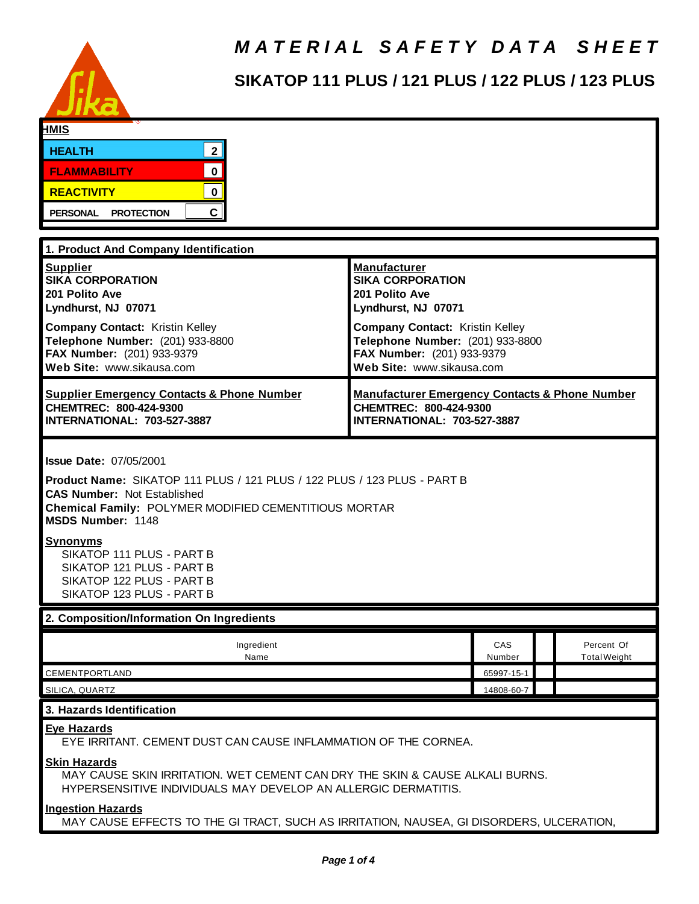# MATERIAL SAFETY DATA SHEET

## SIKATOP 111 PLUS / 121 PLUS / 122 PLUS / 123 PLUS

**HMIS**

| | |
|---|---|
| HEALTH | 2 |
| FLAMMABILITY | 0 |
| REACTIVITY | 0 |
| PERSONAL PROTECTION | C |

## 1. Product And Company Identification

**Supplier**
**SIKA CORPORATION**
**201 Polito Ave**
**Lyndhurst, NJ 07071**

**Company Contact:** Kristin Kelley
**Telephone Number:** (201) 933-8800
**FAX Number:** (201) 933-9379
**Web Site:** www.sikausa.com

**Manufacturer**
**SIKA CORPORATION**
**201 Polito Ave**
**Lyndhurst, NJ 07071**

**Company Contact:** Kristin Kelley
**Telephone Number:** (201) 933-8800
**FAX Number:** (201) 933-9379
**Web Site:** www.sikausa.com

**Supplier Emergency Contacts & Phone Number**
**CHEMTREC: 800-424-9300**
**INTERNATIONAL: 703-527-3887**

**Manufacturer Emergency Contacts & Phone Number**
**CHEMTREC: 800-424-9300**
**INTERNATIONAL: 703-527-3887**

**Issue Date:** 07/05/2001

**Product Name:** SIKATOP 111 PLUS / 121 PLUS / 122 PLUS / 123 PLUS - PART B
**CAS Number:** Not Established
**Chemical Family:** POLYMER MODIFIED CEMENTITIOUS MORTAR
**MSDS Number:** 1148

**Synonyms**

SIKATOP 111 PLUS - PART B
SIKATOP 121 PLUS - PART B
SIKATOP 122 PLUS - PART B
SIKATOP 123 PLUS - PART B

## 2. Composition/Information On Ingredients

| Ingredient Name | CAS Number | | Percent Of Total Weight |
|---|---|---|---|
| CEMENTPORTLAND | 65997-15-1 | | |
| SILICA, QUARTZ | 14808-60-7 | | |

## 3. Hazards Identification

**Eye Hazards**

EYE IRRITANT. CEMENT DUST CAN CAUSE INFLAMMATION OF THE CORNEA.

**Skin Hazards**

MAY CAUSE SKIN IRRITATION. WET CEMENT CAN DRY THE SKIN & CAUSE ALKALI BURNS. HYPERSENSITIVE INDIVIDUALS MAY DEVELOP AN ALLERGIC DERMATITIS.

**Ingestion Hazards**

MAY CAUSE EFFECTS TO THE GI TRACT, SUCH AS IRRITATION, NAUSEA, GI DISORDERS, ULCERATION,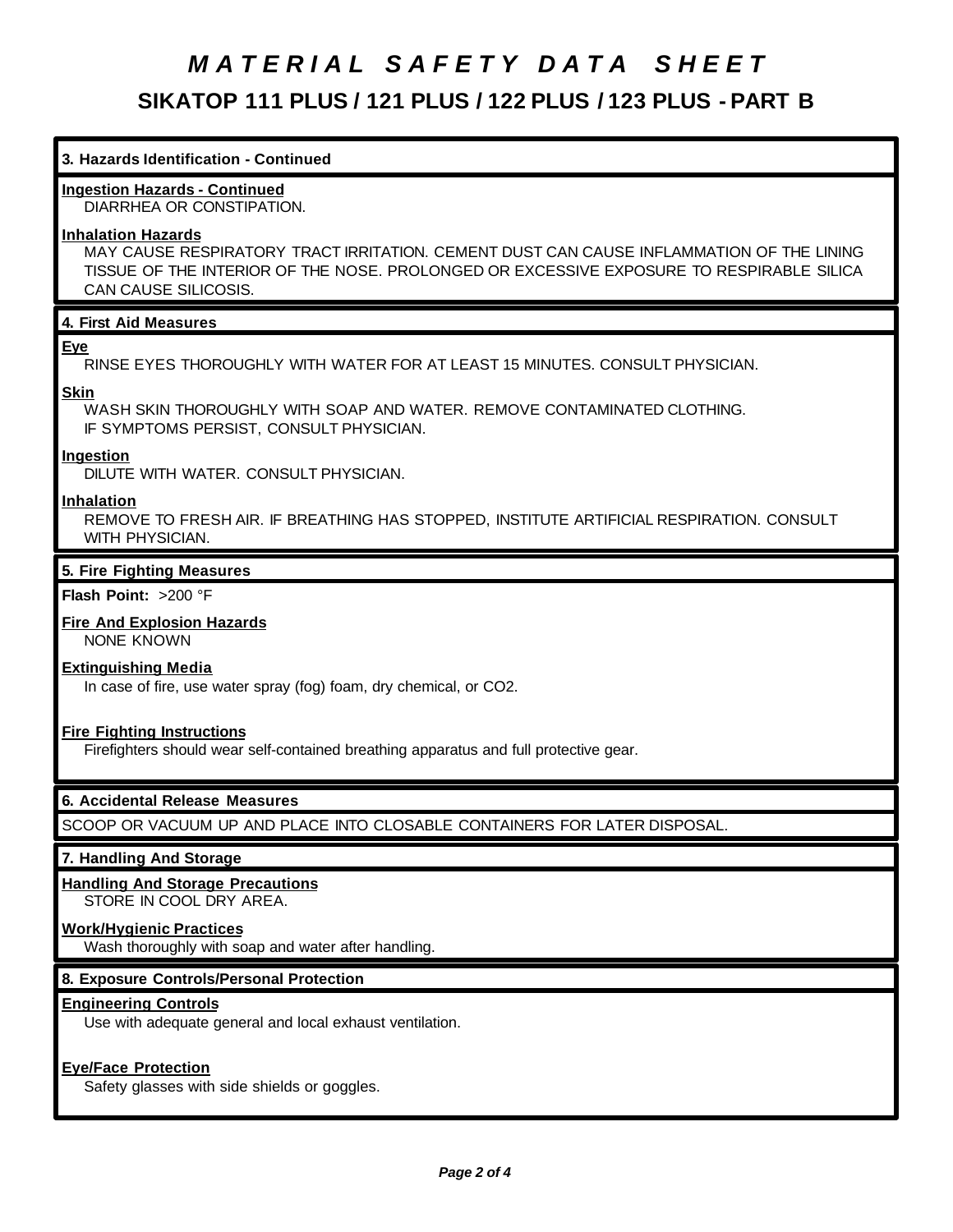# *MATERIAL SAFETY DATA SHEET*

## SIKATOP 111 PLUS / 121 PLUS / 122 PLUS / 123 PLUS - PART B

### 3. Hazards Identification - Continued

**Ingestion Hazards - Continued**

DIARRHEA OR CONSTIPATION.

**Inhalation Hazards**

MAY CAUSE RESPIRATORY TRACT IRRITATION. CEMENT DUST CAN CAUSE INFLAMMATION OF THE LINING TISSUE OF THE INTERIOR OF THE NOSE. PROLONGED OR EXCESSIVE EXPOSURE TO RESPIRABLE SILICA CAN CAUSE SILICOSIS.

### 4. First Aid Measures

**Eye**

RINSE EYES THOROUGHLY WITH WATER FOR AT LEAST 15 MINUTES. CONSULT PHYSICIAN.

**Skin**

WASH SKIN THOROUGHLY WITH SOAP AND WATER. REMOVE CONTAMINATED CLOTHING.
IF SYMPTOMS PERSIST, CONSULT PHYSICIAN.

**Ingestion**

DILUTE WITH WATER. CONSULT PHYSICIAN.

**Inhalation**

REMOVE TO FRESH AIR. IF BREATHING HAS STOPPED, INSTITUTE ARTIFICIAL RESPIRATION. CONSULT WITH PHYSICIAN.

### 5. Fire Fighting Measures

**Flash Point:** >200 °F

**Fire And Explosion Hazards**

NONE KNOWN

**Extinguishing Media**

In case of fire, use water spray (fog) foam, dry chemical, or $CO_2$.

**Fire Fighting Instructions**

Firefighters should wear self-contained breathing apparatus and full protective gear.

### 6. Accidental Release Measures

SCOOP OR VACUUM UP AND PLACE INTO CLOSABLE CONTAINERS FOR LATER DISPOSAL.

### 7. Handling And Storage

**Handling And Storage Precautions**

STORE IN COOL DRY AREA.

**Work/Hygienic Practices**

Wash thoroughly with soap and water after handling.

### 8. Exposure Controls/Personal Protection

**Engineering Controls**

Use with adequate general and local exhaust ventilation.

**Eye/Face Protection**

Safety glasses with side shields or goggles.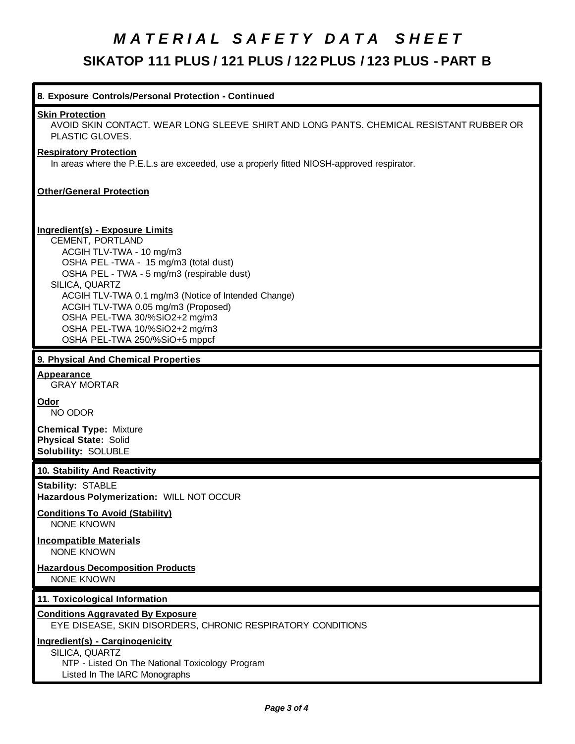# MATERIAL SAFETY DATA SHEET

## SIKATOP 111 PLUS / 121 PLUS / 122 PLUS / 123 PLUS - PART B

### 8. Exposure Controls/Personal Protection - Continued

**Skin Protection**

AVOID SKIN CONTACT. WEAR LONG SLEEVE SHIRT AND LONG PANTS. CHEMICAL RESISTANT RUBBER OR PLASTIC GLOVES.

**Respiratory Protection**

In areas where the P.E.L.s are exceeded, use a properly fitted NIOSH-approved respirator.

**Other/General Protection**

**Ingredient(s) - Exposure Limits**

CEMENT, PORTLAND
- ACGIH TLV-TWA - 10 mg/m3
- OSHA PEL -TWA - 15 mg/m3 (total dust)
- OSHA PEL - TWA - 5 mg/m3 (respirable dust)

SILICA, QUARTZ
- ACGIH TLV-TWA 0.1 mg/m3 (Notice of Intended Change)
- ACGIH TLV-TWA 0.05 mg/m3 (Proposed)
- OSHA PEL-TWA 30/%SiO2+2 mg/m3
- OSHA PEL-TWA 10/%SiO2+2 mg/m3
- OSHA PEL-TWA 250/%SiO+5 mppcf

### 9. Physical And Chemical Properties

**Appearance**

GRAY MORTAR

**Odor**

NO ODOR

**Chemical Type:** Mixture
**Physical State:** Solid
**Solubility:** SOLUBLE

### 10. Stability And Reactivity

**Stability:** STABLE
**Hazardous Polymerization:** WILL NOT OCCUR

**Conditions To Avoid (Stability)**

NONE KNOWN

**Incompatible Materials**

NONE KNOWN

**Hazardous Decomposition Products**

NONE KNOWN

### 11. Toxicological Information

**Conditions Aggravated By Exposure**

EYE DISEASE, SKIN DISORDERS, CHRONIC RESPIRATORY CONDITIONS

**Ingredient(s) - Carginogenicity**

SILICA, QUARTZ
- NTP - Listed On The National Toxicology Program
- Listed In The IARC Monographs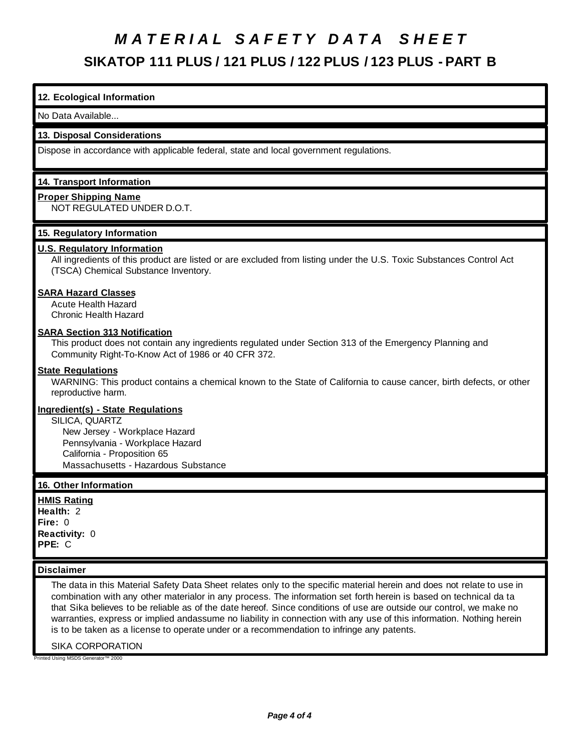# MATERIAL SAFETY DATA SHEET

## SIKATOP 111 PLUS / 121 PLUS / 122 PLUS / 123 PLUS - PART B

### 12. Ecological Information

No Data Available...

### 13. Disposal Considerations

Dispose in accordance with applicable federal, state and local government regulations.

### 14. Transport Information

**Proper Shipping Name**

NOT REGULATED UNDER D.O.T.

### 15. Regulatory Information

**U.S. Regulatory Information**

All ingredients of this product are listed or are excluded from listing under the U.S. Toxic Substances Control Act (TSCA) Chemical Substance Inventory.

**SARA Hazard Classes**

Acute Health Hazard
Chronic Health Hazard

**SARA Section 313 Notification**

This product does not contain any ingredients regulated under Section 313 of the Emergency Planning and Community Right-To-Know Act of 1986 or 40 CFR 372.

**State Regulations**

WARNING: This product contains a chemical known to the State of California to cause cancer, birth defects, or other reproductive harm.

**Ingredient(s) - State Regulations**

SILICA, QUARTZ
- New Jersey - Workplace Hazard
- Pennsylvania - Workplace Hazard
- California - Proposition 65
- Massachusetts - Hazardous Substance

### 16. Other Information

**HMIS Rating**

**Health:** 2
**Fire:** 0
**Reactivity:** 0
**PPE:** C

### Disclaimer

The data in this Material Safety Data Sheet relates only to the specific material herein and does not relate to use in combination with any other materialor in any process. The information set forth herein is based on technical da ta that Sika believes to be reliable as of the date hereof. Since conditions of use are outside our control, we make no warranties, express or implied andassume no liability in connection with any use of this information. Nothing herein is to be taken as a license to operate under or a recommendation to infringe any patents.

SIKA CORPORATION

Printed Using MSDS Generator™ 2000